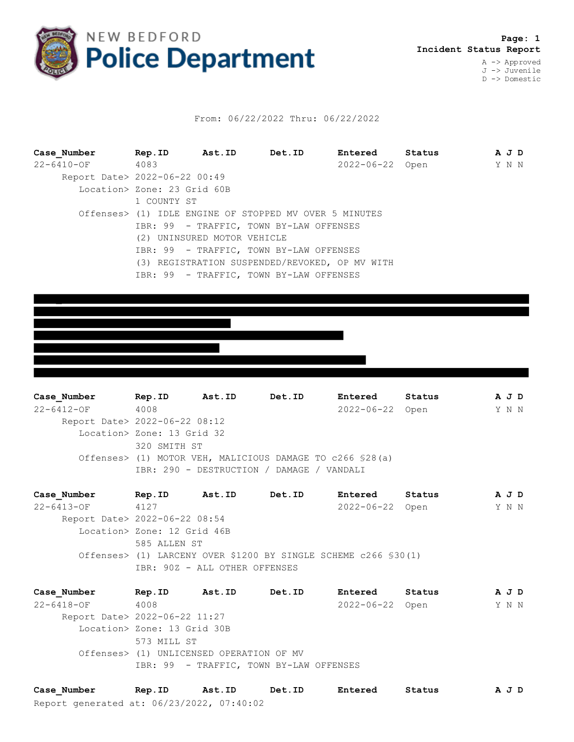# New Bedford Police Department

**Incident Status Report**

A -> Approved
J -> Juvenile
D -> Domestic

From: 06/22/2022 Thru: 06/22/2022

| Case_Number | Rep.ID | Ast.ID | Det.ID | Entered | Status | A J D |
|---|---|---|---|---|---|---|
| 22-6410-OF | 4083 | | | 2022-06-22 | Open | Y N N |

Report Date> 2022-06-22 00:49
Location> Zone: 23 Grid 60B
1 COUNTY ST
Offenses> (1) IDLE ENGINE OF STOPPED MV OVER 5 MINUTES
IBR: 99 - TRAFFIC, TOWN BY-LAW OFFENSES
(2) UNINSURED MOTOR VEHICLE
IBR: 99 - TRAFFIC, TOWN BY-LAW OFFENSES
(3) REGISTRATION SUSPENDED/REVOKED, OP MV WITH
IBR: 99 - TRAFFIC, TOWN BY-LAW OFFENSES

| Case_Number | Rep.ID | Ast.ID | Det.ID | Entered | Status | A J D |
|---|---|---|---|---|---|---|
| 22-6412-OF | 4008 | | | 2022-06-22 | Open | Y N N |

Report Date> 2022-06-22 08:12
Location> Zone: 13 Grid 32
320 SMITH ST
Offenses> (1) MOTOR VEH, MALICIOUS DAMAGE TO c266 §28(a)
IBR: 290 - DESTRUCTION / DAMAGE / VANDALI

| Case_Number | Rep.ID | Ast.ID | Det.ID | Entered | Status | A J D |
|---|---|---|---|---|---|---|
| 22-6413-OF | 4127 | | | 2022-06-22 | Open | Y N N |

Report Date> 2022-06-22 08:54
Location> Zone: 12 Grid 46B
585 ALLEN ST
Offenses> (1) LARCENY OVER $1200 BY SINGLE SCHEME c266 §30(1)
IBR: 90Z - ALL OTHER OFFENSES

| Case_Number | Rep.ID | Ast.ID | Det.ID | Entered | Status | A J D |
|---|---|---|---|---|---|---|
| 22-6418-OF | 4008 | | | 2022-06-22 | Open | Y N N |

Report Date> 2022-06-22 11:27
Location> Zone: 13 Grid 30B
573 MILL ST
Offenses> (1) UNLICENSED OPERATION OF MV
IBR: 99 - TRAFFIC, TOWN BY-LAW OFFENSES

| Case_Number | Rep.ID | Ast.ID | Det.ID | Entered | Status | A J D |
|---|---|---|---|---|---|---|

Report generated at: 06/23/2022, 07:40:02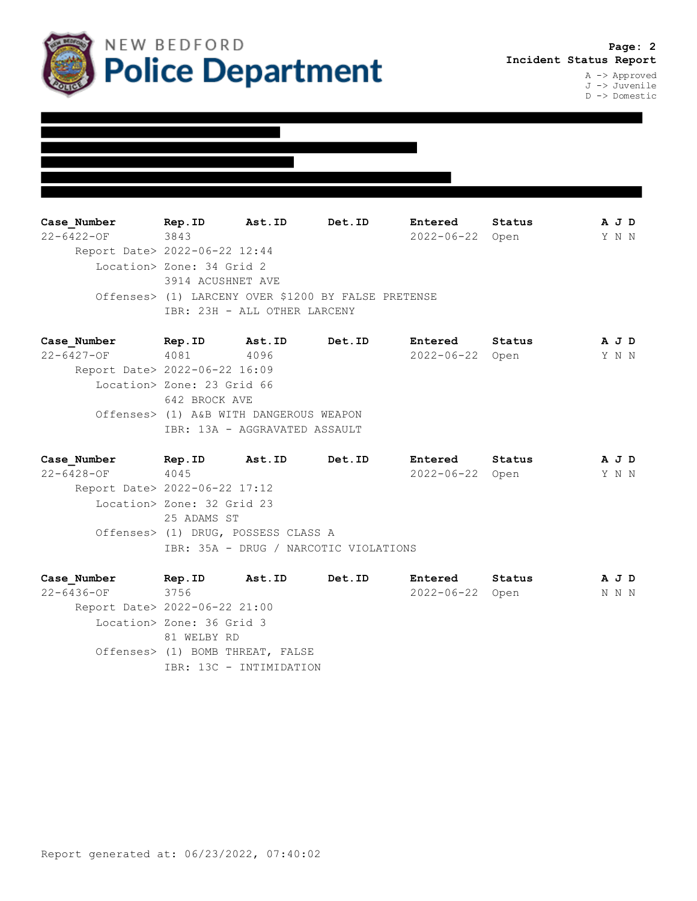NEW BEDFORD
# Police Department

**Incident Status Report**

A -> Approved
J -> Juvenile
D -> Domestic

| Case_Number | Rep.ID | Ast.ID | Det.ID | Entered | Status | A J D |
|---|---|---|---|---|---|---|
| 22-6422-OF | 3843 | | | 2022-06-22 | Open | Y N N |

Report Date> 2022-06-22 12:44
Location> Zone: 34 Grid 2
3914 ACUSHNET AVE
Offenses> (1) LARCENY OVER $1200 BY FALSE PRETENSE
IBR: 23H - ALL OTHER LARCENY

| Case_Number | Rep.ID | Ast.ID | Det.ID | Entered | Status | A J D |
|---|---|---|---|---|---|---|
| 22-6427-OF | 4081 | 4096 | | 2022-06-22 | Open | Y N N |

Report Date> 2022-06-22 16:09
Location> Zone: 23 Grid 66
642 BROCK AVE
Offenses> (1) A&B WITH DANGEROUS WEAPON
IBR: 13A - AGGRAVATED ASSAULT

| Case_Number | Rep.ID | Ast.ID | Det.ID | Entered | Status | A J D |
|---|---|---|---|---|---|---|
| 22-6428-OF | 4045 | | | 2022-06-22 | Open | Y N N |

Report Date> 2022-06-22 17:12
Location> Zone: 32 Grid 23
25 ADAMS ST
Offenses> (1) DRUG, POSSESS CLASS A
IBR: 35A - DRUG / NARCOTIC VIOLATIONS

| Case_Number | Rep.ID | Ast.ID | Det.ID | Entered | Status | A J D |
|---|---|---|---|---|---|---|
| 22-6436-OF | 3756 | | | 2022-06-22 | Open | N N N |

Report Date> 2022-06-22 21:00
Location> Zone: 36 Grid 3
81 WELBY RD
Offenses> (1) BOMB THREAT, FALSE
IBR: 13C - INTIMIDATION

Report generated at: 06/23/2022, 07:40:02